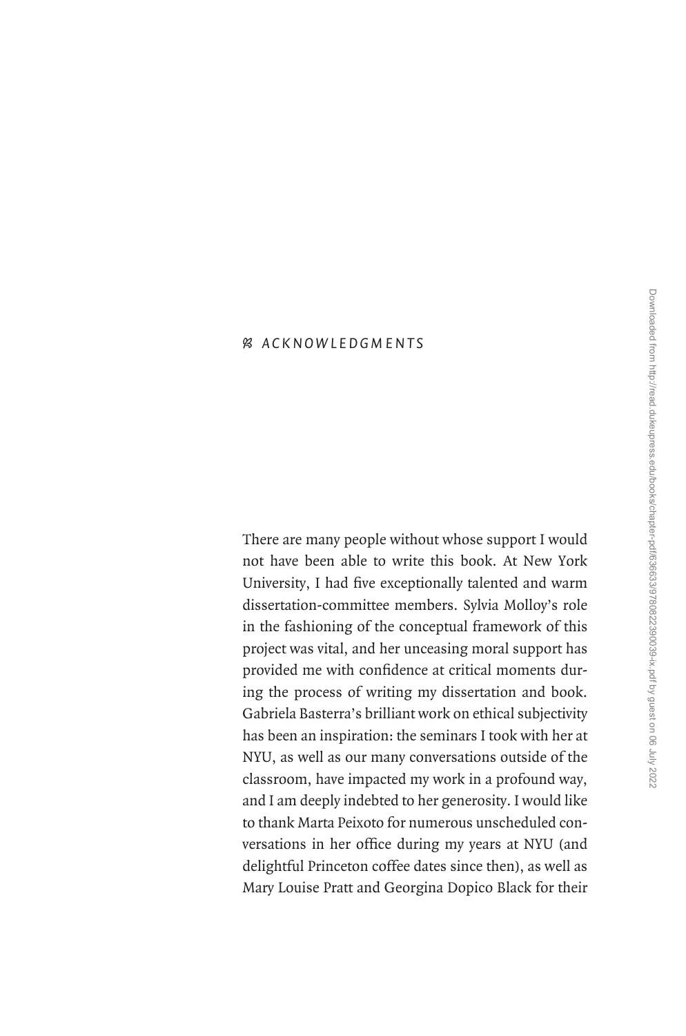# ACKNOWLEDGMENTS

There are many people without whose support I would not have been able to write this book. At New York University, I had five exceptionally talented and warm dissertation-committee members. Sylvia Molloy's role in the fashioning of the conceptual framework of this project was vital, and her unceasing moral support has provided me with confidence at critical moments during the process of writing my dissertation and book. Gabriela Basterra's brilliant work on ethical subjectivity has been an inspiration: the seminars I took with her at NYU, as well as our many conversations outside of the classroom, have impacted my work in a profound way, and I am deeply indebted to her generosity. I would like to thank Marta Peixoto for numerous unscheduled conversations in her office during my years at NYU (and delightful Princeton coffee dates since then), as well as Mary Louise Pratt and Georgina Dopico Black for their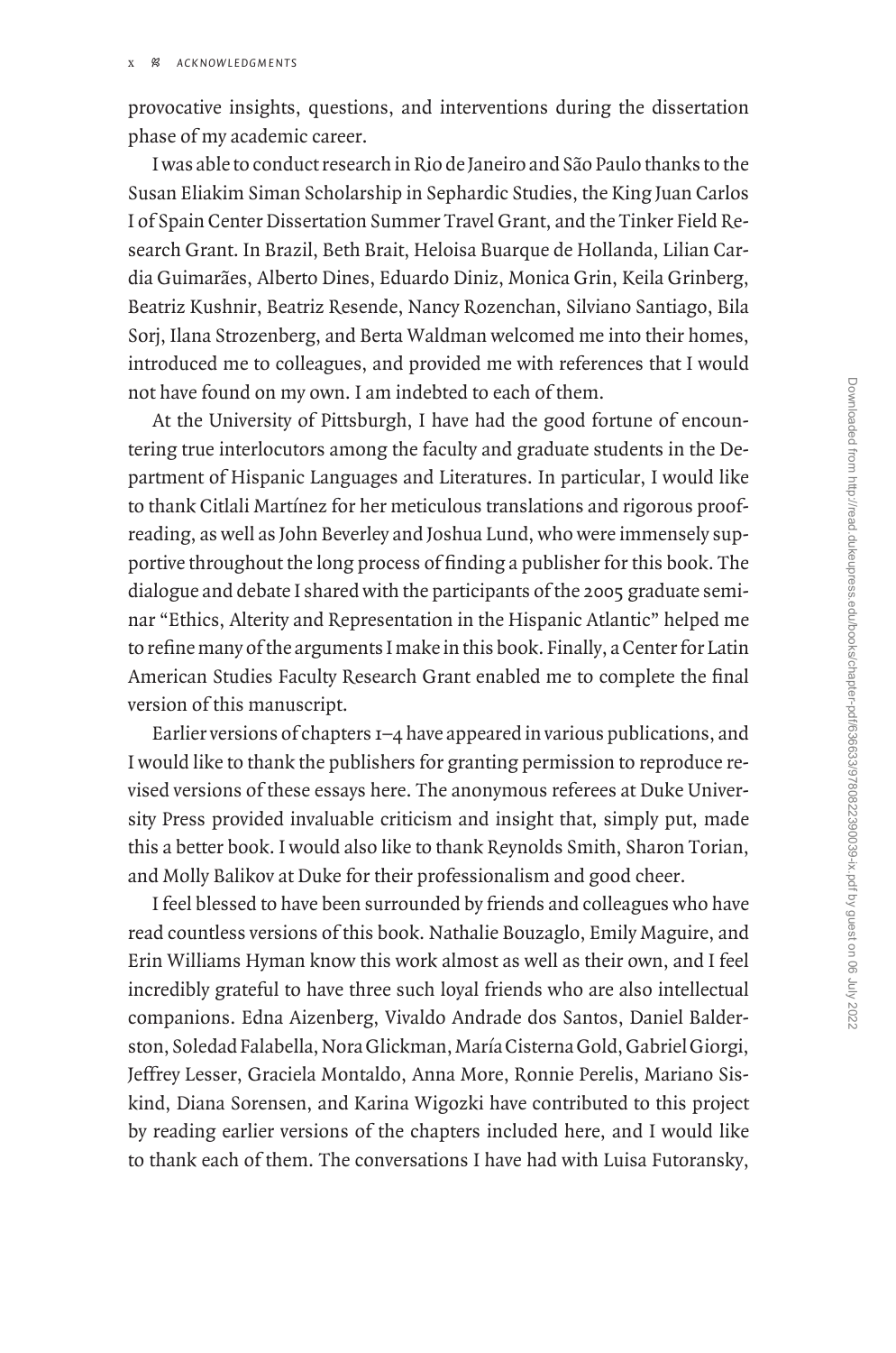provocative insights, questions, and interventions during the dissertation phase of my academic career.

I was able to conduct research in Rio de Janeiro and São Paulo thanks to the Susan Eliakim Siman Scholarship in Sephardic Studies, the King Juan Carlos I of Spain Center Dissertation Summer Travel Grant, and the Tinker Field Research Grant. In Brazil, Beth Brait, Heloisa Buarque de Hollanda, Lilian Cardia Guimarães, Alberto Dines, Eduardo Diniz, Monica Grin, Keila Grinberg, Beatriz Kushnir, Beatriz Resende, Nancy Rozenchan, Silviano Santiago, Bila Sorj, Ilana Strozenberg, and Berta Waldman welcomed me into their homes, introduced me to colleagues, and provided me with references that I would not have found on my own. I am indebted to each of them.

At the University of Pittsburgh, I have had the good fortune of encountering true interlocutors among the faculty and graduate students in the Department of Hispanic Languages and Literatures. In particular, I would like to thank Citlali Martínez for her meticulous translations and rigorous proofreading, as well as John Beverley and Joshua Lund, who were immensely supportive throughout the long process of finding a publisher for this book. The dialogue and debate I shared with the participants of the 2005 graduate seminar "Ethics, Alterity and Representation in the Hispanic Atlantic" helped me to refine many of the arguments I make in this book. Finally, a Center for Latin American Studies Faculty Research Grant enabled me to complete the final version of this manuscript.

Earlier versions of chapters 1–4 have appeared in various publications, and I would like to thank the publishers for granting permission to reproduce revised versions of these essays here. The anonymous referees at Duke University Press provided invaluable criticism and insight that, simply put, made this a better book. I would also like to thank Reynolds Smith, Sharon Torian, and Molly Balikov at Duke for their professionalism and good cheer.

I feel blessed to have been surrounded by friends and colleagues who have read countless versions of this book. Nathalie Bouzaglo, Emily Maguire, and Erin Williams Hyman know this work almost as well as their own, and I feel incredibly grateful to have three such loyal friends who are also intellectual companions. Edna Aizenberg, Vivaldo Andrade dos Santos, Daniel Balderston, Soledad Falabella, Nora Glickman, María Cisterna Gold, Gabriel Giorgi, Jeffrey Lesser, Graciela Montaldo, Anna More, Ronnie Perelis, Mariano Siskind, Diana Sorensen, and Karina Wigozki have contributed to this project by reading earlier versions of the chapters included here, and I would like to thank each of them. The conversations I have had with Luisa Futoransky,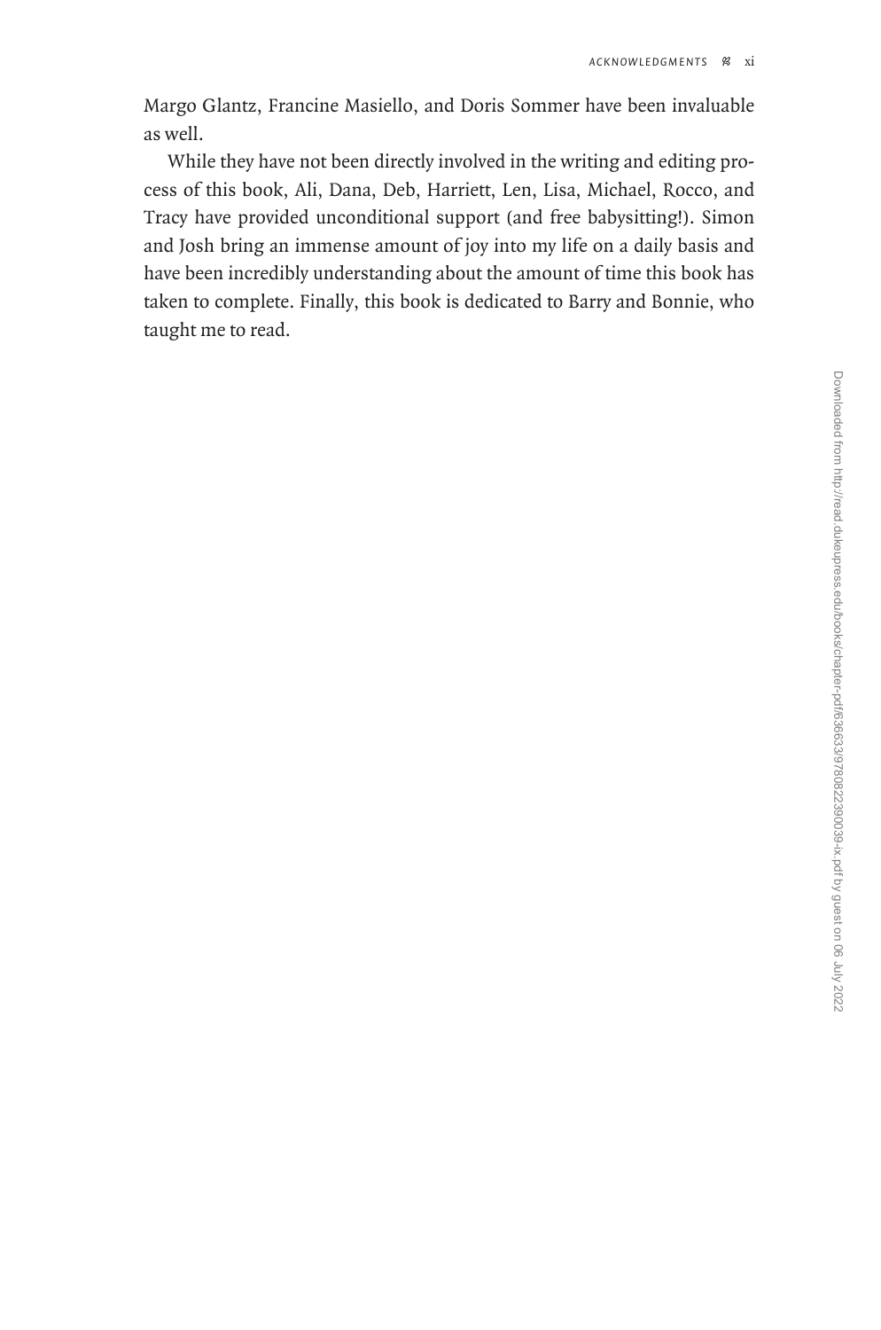Margo Glantz, Francine Masiello, and Doris Sommer have been invaluable as well.

While they have not been directly involved in the writing and editing process of this book, Ali, Dana, Deb, Harriett, Len, Lisa, Michael, Rocco, and Tracy have provided unconditional support (and free babysitting!). Simon and Josh bring an immense amount of joy into my life on a daily basis and have been incredibly understanding about the amount of time this book has taken to complete. Finally, this book is dedicated to Barry and Bonnie, who taught me to read.